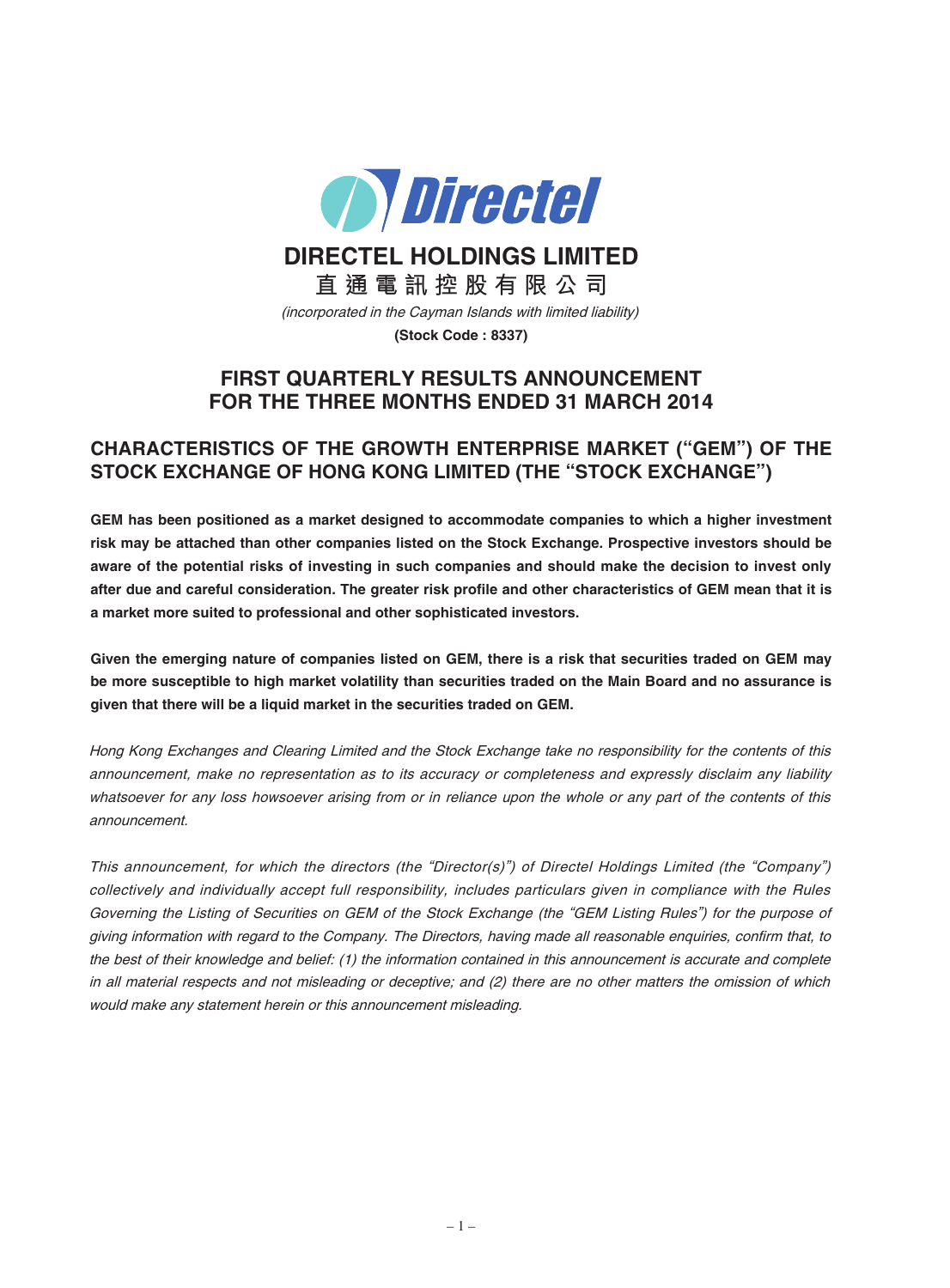# DIRECTEL HOLDINGS LIMITED

**直通電訊控股有限公司**

*(incorporated in the Cayman Islands with limited liability)*

**(Stock Code : 8337)**

## FIRST QUARTERLY RESULTS ANNOUNCEMENT FOR THE THREE MONTHS ENDED 31 MARCH 2014

## CHARACTERISTICS OF THE GROWTH ENTERPRISE MARKET ("GEM") OF THE STOCK EXCHANGE OF HONG KONG LIMITED (THE "STOCK EXCHANGE")

**GEM has been positioned as a market designed to accommodate companies to which a higher investment risk may be attached than other companies listed on the Stock Exchange. Prospective investors should be aware of the potential risks of investing in such companies and should make the decision to invest only after due and careful consideration. The greater risk profile and other characteristics of GEM mean that it is a market more suited to professional and other sophisticated investors.**

**Given the emerging nature of companies listed on GEM, there is a risk that securities traded on GEM may be more susceptible to high market volatility than securities traded on the Main Board and no assurance is given that there will be a liquid market in the securities traded on GEM.**

*Hong Kong Exchanges and Clearing Limited and the Stock Exchange take no responsibility for the contents of this announcement, make no representation as to its accuracy or completeness and expressly disclaim any liability whatsoever for any loss howsoever arising from or in reliance upon the whole or any part of the contents of this announcement.*

*This announcement, for which the directors (the "Director(s)") of Directel Holdings Limited (the "Company") collectively and individually accept full responsibility, includes particulars given in compliance with the Rules Governing the Listing of Securities on GEM of the Stock Exchange (the "GEM Listing Rules") for the purpose of giving information with regard to the Company. The Directors, having made all reasonable enquiries, confirm that, to the best of their knowledge and belief: (1) the information contained in this announcement is accurate and complete in all material respects and not misleading or deceptive; and (2) there are no other matters the omission of which would make any statement herein or this announcement misleading.*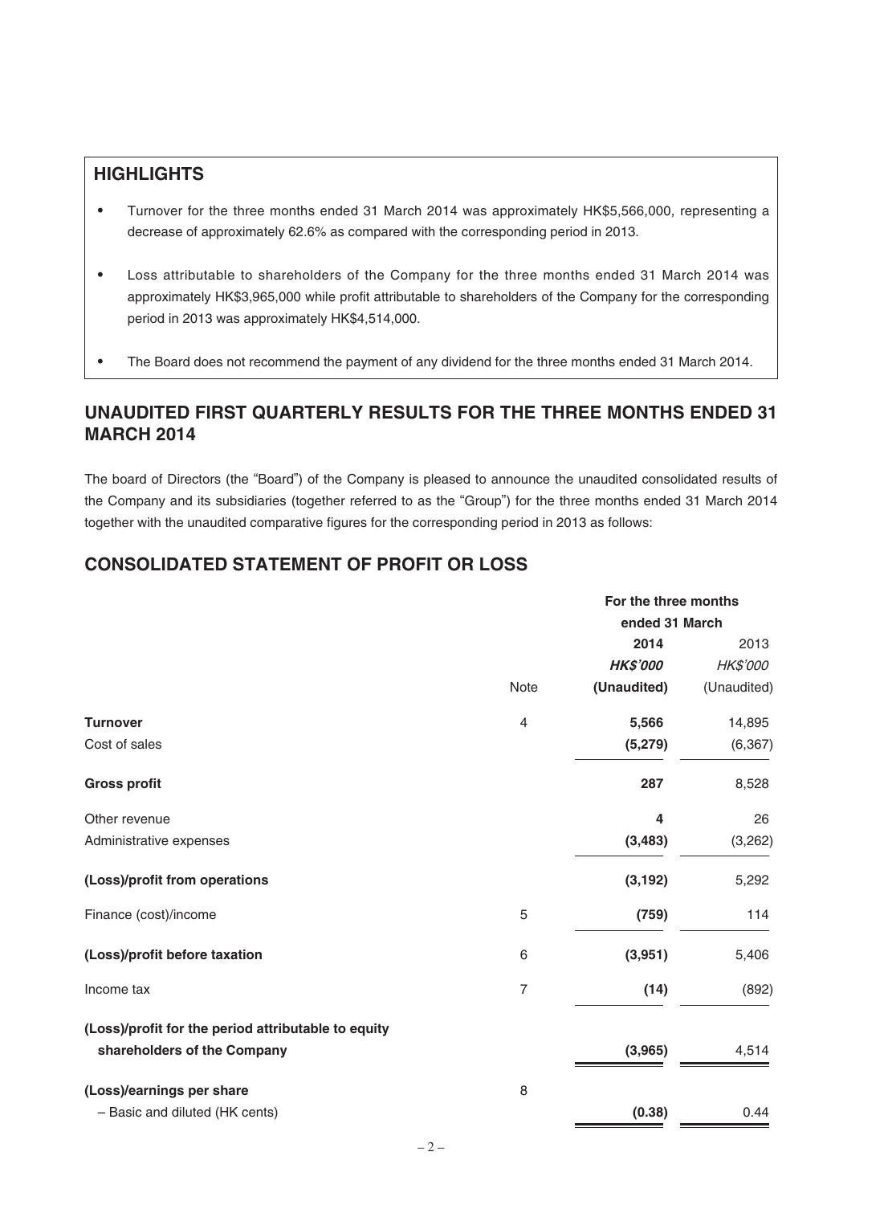## HIGHLIGHTS

- Turnover for the three months ended 31 March 2014 was approximately HK$5,566,000, representing a decrease of approximately 62.6% as compared with the corresponding period in 2013.
- Loss attributable to shareholders of the Company for the three months ended 31 March 2014 was approximately HK$3,965,000 while profit attributable to shareholders of the Company for the corresponding period in 2013 was approximately HK$4,514,000.
- The Board does not recommend the payment of any dividend for the three months ended 31 March 2014.

## UNAUDITED FIRST QUARTERLY RESULTS FOR THE THREE MONTHS ENDED 31 MARCH 2014

The board of Directors (the "Board") of the Company is pleased to announce the unaudited consolidated results of the Company and its subsidiaries (together referred to as the "Group") for the three months ended 31 March 2014 together with the unaudited comparative figures for the corresponding period in 2013 as follows:

## CONSOLIDATED STATEMENT OF PROFIT OR LOSS

| | | For the three months ended 31 March | |
|---|---|---|---|
| | | **2014** | 2013 |
| | | ***HK$'000*** | *HK$'000* |
| | Note | **(Unaudited)** | (Unaudited) |
| **Turnover** | 4 | **5,566** | 14,895 |
| Cost of sales | | **(5,279)** | (6,367) |
| **Gross profit** | | **287** | 8,528 |
| Other revenue | | **4** | 26 |
| Administrative expenses | | **(3,483)** | (3,262) |
| **(Loss)/profit from operations** | | **(3,192)** | 5,292 |
| Finance (cost)/income | 5 | **(759)** | 114 |
| **(Loss)/profit before taxation** | 6 | **(3,951)** | 5,406 |
| Income tax | 7 | **(14)** | (892) |
| **(Loss)/profit for the period attributable to equity shareholders of the Company** | | **(3,965)** | 4,514 |
| **(Loss)/earnings per share** | 8 | | |
| – Basic and diluted (HK cents) | | **(0.38)** | 0.44 |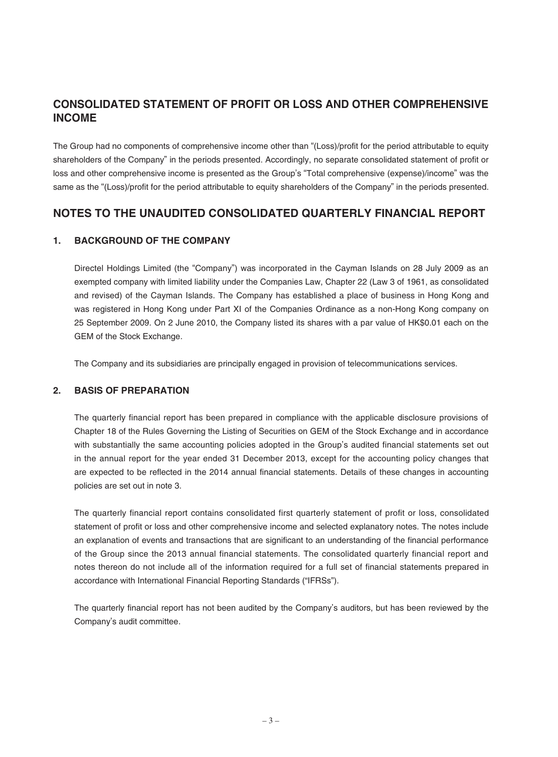## CONSOLIDATED STATEMENT OF PROFIT OR LOSS AND OTHER COMPREHENSIVE INCOME

The Group had no components of comprehensive income other than "(Loss)/profit for the period attributable to equity shareholders of the Company" in the periods presented. Accordingly, no separate consolidated statement of profit or loss and other comprehensive income is presented as the Group's "Total comprehensive (expense)/income" was the same as the "(Loss)/profit for the period attributable to equity shareholders of the Company" in the periods presented.

## NOTES TO THE UNAUDITED CONSOLIDATED QUARTERLY FINANCIAL REPORT

### 1. BACKGROUND OF THE COMPANY

Directel Holdings Limited (the "Company") was incorporated in the Cayman Islands on 28 July 2009 as an exempted company with limited liability under the Companies Law, Chapter 22 (Law 3 of 1961, as consolidated and revised) of the Cayman Islands. The Company has established a place of business in Hong Kong and was registered in Hong Kong under Part XI of the Companies Ordinance as a non-Hong Kong company on 25 September 2009. On 2 June 2010, the Company listed its shares with a par value of HK$0.01 each on the GEM of the Stock Exchange.

The Company and its subsidiaries are principally engaged in provision of telecommunications services.

### 2. BASIS OF PREPARATION

The quarterly financial report has been prepared in compliance with the applicable disclosure provisions of Chapter 18 of the Rules Governing the Listing of Securities on GEM of the Stock Exchange and in accordance with substantially the same accounting policies adopted in the Group's audited financial statements set out in the annual report for the year ended 31 December 2013, except for the accounting policy changes that are expected to be reflected in the 2014 annual financial statements. Details of these changes in accounting policies are set out in note 3.

The quarterly financial report contains consolidated first quarterly statement of profit or loss, consolidated statement of profit or loss and other comprehensive income and selected explanatory notes. The notes include an explanation of events and transactions that are significant to an understanding of the financial performance of the Group since the 2013 annual financial statements. The consolidated quarterly financial report and notes thereon do not include all of the information required for a full set of financial statements prepared in accordance with International Financial Reporting Standards ("IFRSs").

The quarterly financial report has not been audited by the Company's auditors, but has been reviewed by the Company's audit committee.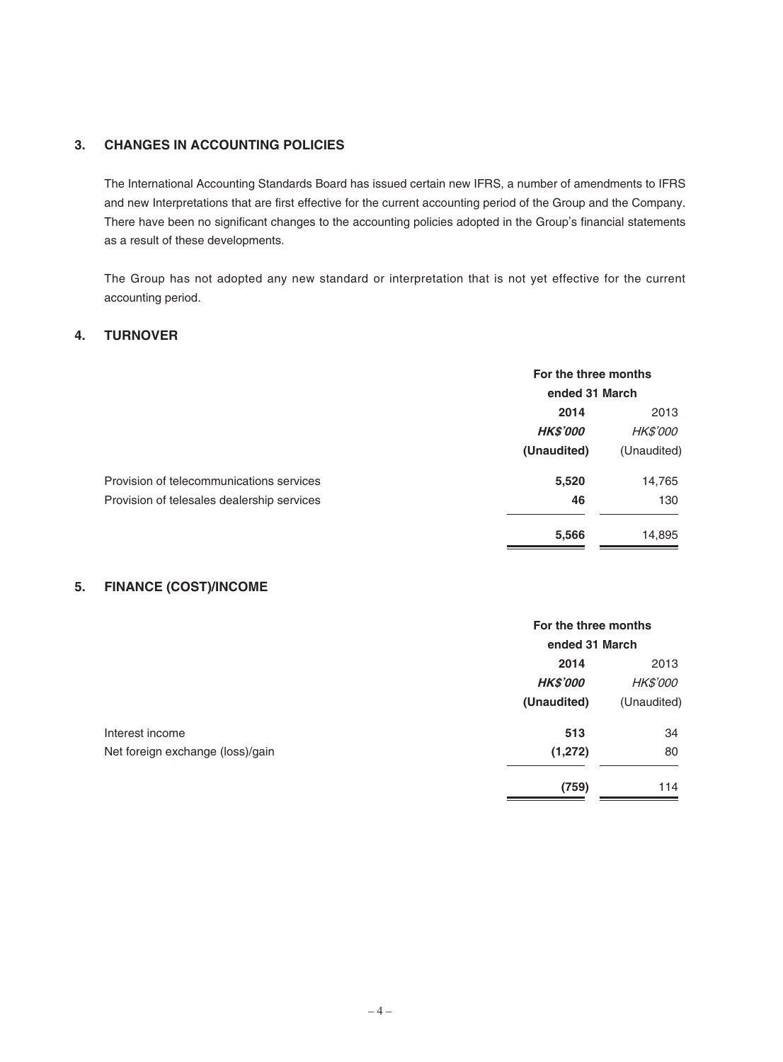## 3. CHANGES IN ACCOUNTING POLICIES

The International Accounting Standards Board has issued certain new IFRS, a number of amendments to IFRS and new Interpretations that are first effective for the current accounting period of the Group and the Company. There have been no significant changes to the accounting policies adopted in the Group's financial statements as a result of these developments.

The Group has not adopted any new standard or interpretation that is not yet effective for the current accounting period.

## 4. TURNOVER

| | For the three months ended 31 March | |
|---|---|---|
| | **2014** | 2013 |
| | ***HK$'000*** | *HK$'000* |
| | **(Unaudited)** | (Unaudited) |
| Provision of telecommunications services | **5,520** | 14,765 |
| Provision of telesales dealership services | **46** | 130 |
| | **5,566** | 14,895 |

## 5. FINANCE (COST)/INCOME

| | For the three months ended 31 March | |
|---|---|---|
| | **2014** | 2013 |
| | ***HK$'000*** | *HK$'000* |
| | **(Unaudited)** | (Unaudited) |
| Interest income | **513** | 34 |
| Net foreign exchange (loss)/gain | **(1,272)** | 80 |
| | **(759)** | 114 |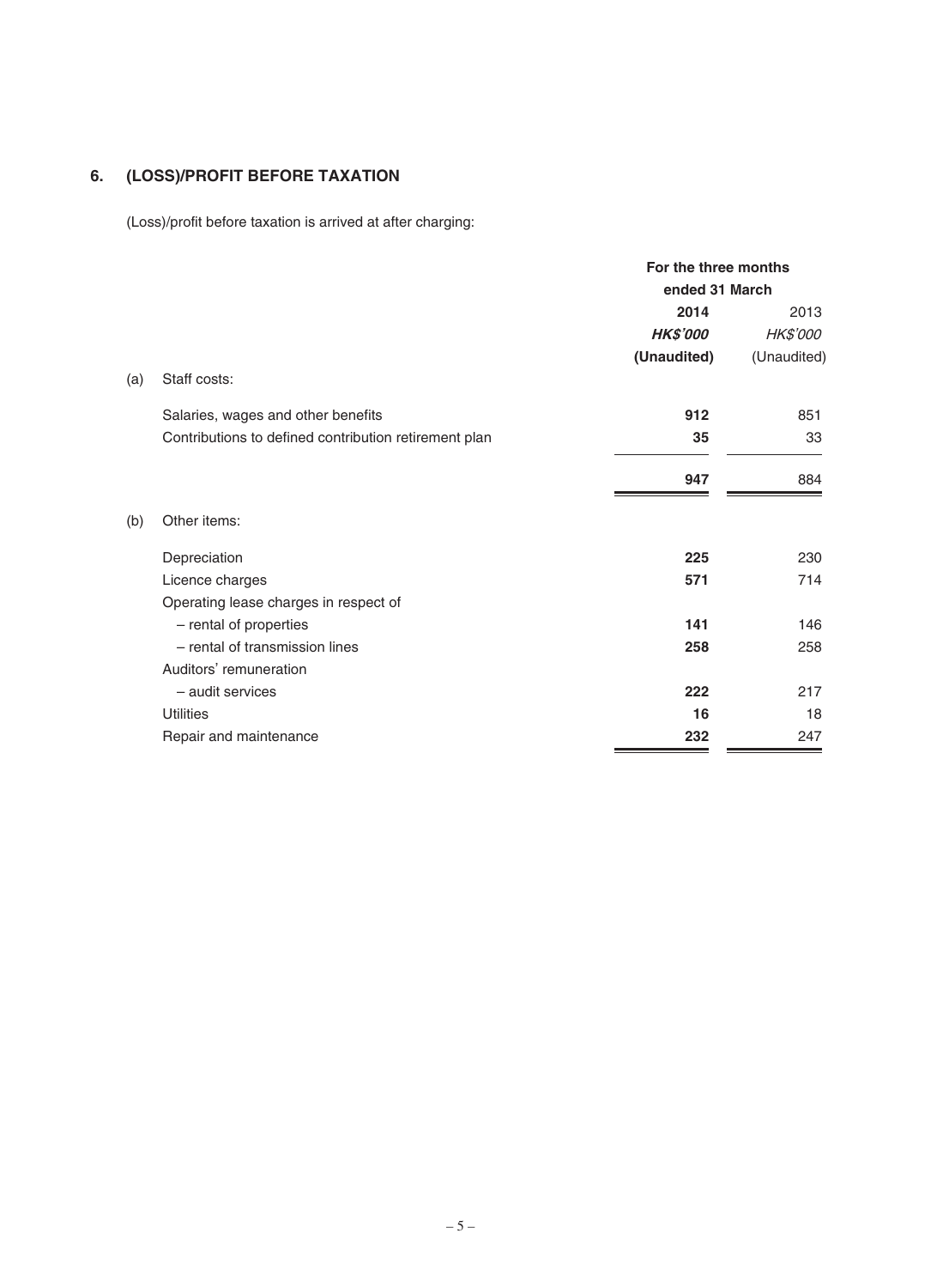## 6. (LOSS)/PROFIT BEFORE TAXATION

(Loss)/profit before taxation is arrived at after charging:

| | | For the three months ended 31 March | |
|---|---|---|---|
| | | **2014** | 2013 |
| | | ***HK$'000*** | *HK$'000* |
| | | **(Unaudited)** | (Unaudited) |
| (a) | Staff costs: | | |
| | Salaries, wages and other benefits | **912** | 851 |
| | Contributions to defined contribution retirement plan | **35** | 33 |
| | | **947** | 884 |
| (b) | Other items: | | |
| | Depreciation | **225** | 230 |
| | Licence charges | **571** | 714 |
| | Operating lease charges in respect of | | |
| | – rental of properties | **141** | 146 |
| | – rental of transmission lines | **258** | 258 |
| | Auditors' remuneration | | |
| | – audit services | **222** | 217 |
| | Utilities | **16** | 18 |
| | Repair and maintenance | **232** | 247 |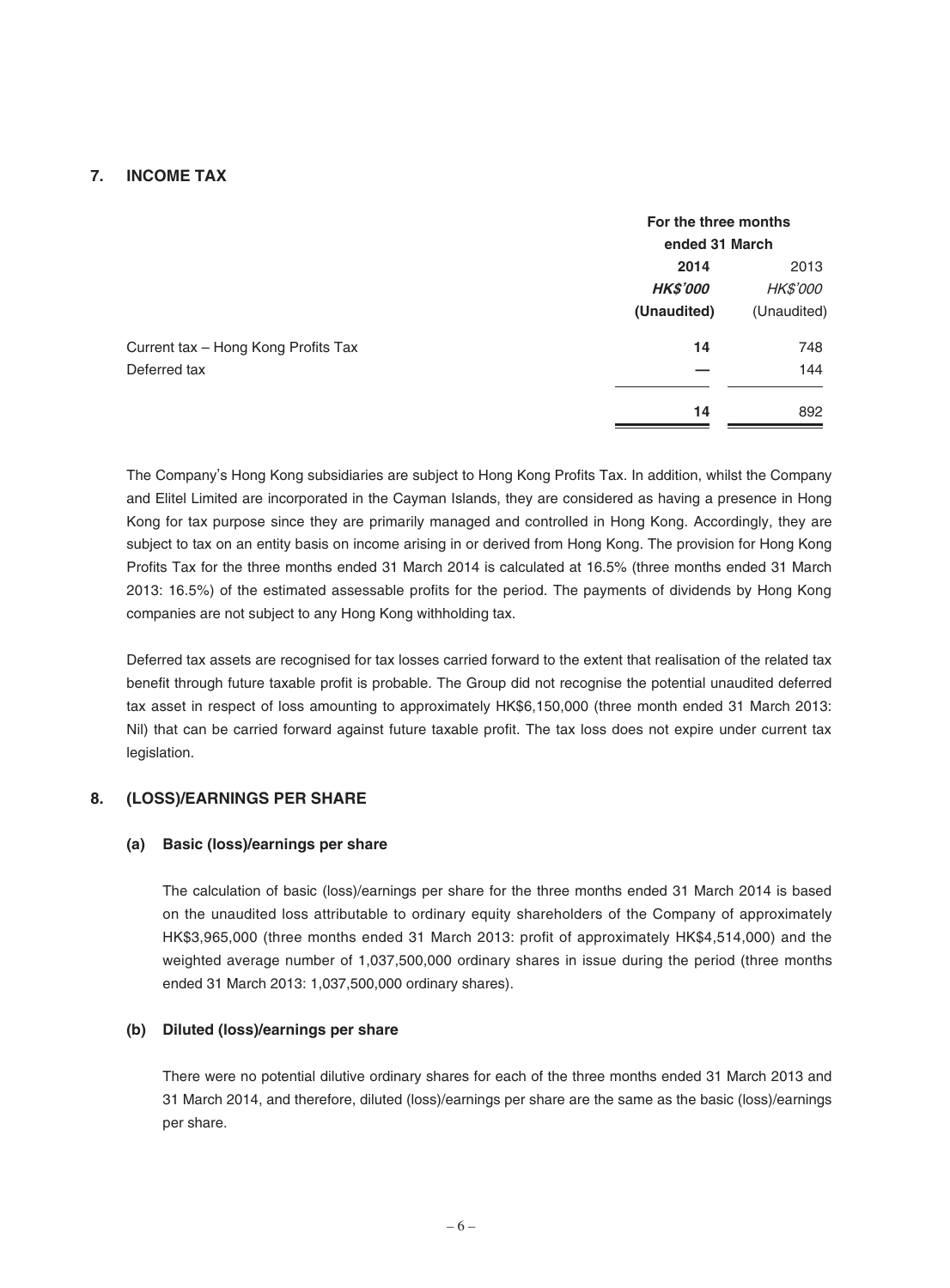## 7. INCOME TAX

| | For the three months ended 31 March | |
|---|---|---|
| | **2014** | 2013 |
| | ***HK$'000*** | *HK$'000* |
| | **(Unaudited)** | (Unaudited) |
| Current tax – Hong Kong Profits Tax | **14** | 748 |
| Deferred tax | **—** | 144 |
| | **14** | 892 |

The Company's Hong Kong subsidiaries are subject to Hong Kong Profits Tax. In addition, whilst the Company and Elitel Limited are incorporated in the Cayman Islands, they are considered as having a presence in Hong Kong for tax purpose since they are primarily managed and controlled in Hong Kong. Accordingly, they are subject to tax on an entity basis on income arising in or derived from Hong Kong. The provision for Hong Kong Profits Tax for the three months ended 31 March 2014 is calculated at 16.5% (three months ended 31 March 2013: 16.5%) of the estimated assessable profits for the period. The payments of dividends by Hong Kong companies are not subject to any Hong Kong withholding tax.

Deferred tax assets are recognised for tax losses carried forward to the extent that realisation of the related tax benefit through future taxable profit is probable. The Group did not recognise the potential unaudited deferred tax asset in respect of loss amounting to approximately HK$6,150,000 (three month ended 31 March 2013: Nil) that can be carried forward against future taxable profit. The tax loss does not expire under current tax legislation.

## 8. (LOSS)/EARNINGS PER SHARE

### (a) Basic (loss)/earnings per share

The calculation of basic (loss)/earnings per share for the three months ended 31 March 2014 is based on the unaudited loss attributable to ordinary equity shareholders of the Company of approximately HK$3,965,000 (three months ended 31 March 2013: profit of approximately HK$4,514,000) and the weighted average number of 1,037,500,000 ordinary shares in issue during the period (three months ended 31 March 2013: 1,037,500,000 ordinary shares).

### (b) Diluted (loss)/earnings per share

There were no potential dilutive ordinary shares for each of the three months ended 31 March 2013 and 31 March 2014, and therefore, diluted (loss)/earnings per share are the same as the basic (loss)/earnings per share.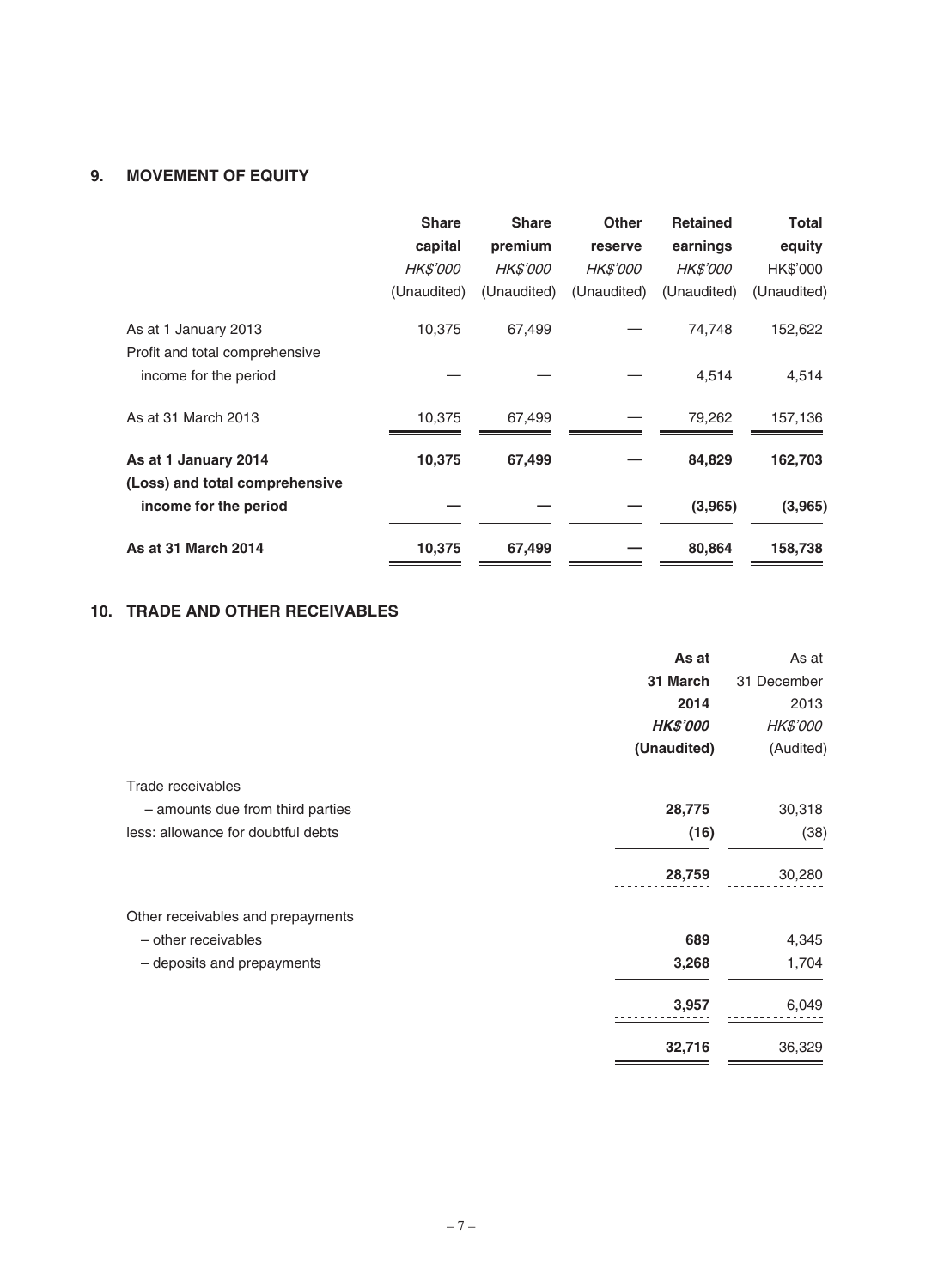## 9. MOVEMENT OF EQUITY

| | Share capital | Share premium | Other reserve | Retained earnings | Total equity |
|---|---|---|---|---|---|
| | *HK$'000* | *HK$'000* | *HK$'000* | *HK$'000* | HK$'000 |
| | (Unaudited) | (Unaudited) | (Unaudited) | (Unaudited) | (Unaudited) |
| As at 1 January 2013 | 10,375 | 67,499 | — | 74,748 | 152,622 |
| Profit and total comprehensive income for the period | — | — | — | 4,514 | 4,514 |
| As at 31 March 2013 | 10,375 | 67,499 | — | 79,262 | 157,136 |
| **As at 1 January 2014** | **10,375** | **67,499** | **—** | **84,829** | **162,703** |
| **(Loss) and total comprehensive income for the period** | **—** | **—** | **—** | **(3,965)** | **(3,965)** |
| **As at 31 March 2014** | **10,375** | **67,499** | **—** | **80,864** | **158,738** |

## 10. TRADE AND OTHER RECEIVABLES

| | **As at 31 March 2014** | As at 31 December 2013 |
|---|---|---|
| | ***HK$'000*** | *HK$'000* |
| | **(Unaudited)** | (Audited) |
| Trade receivables | | |
| – amounts due from third parties | **28,775** | 30,318 |
| less: allowance for doubtful debts | **(16)** | (38) |
| | **28,759** | 30,280 |
| Other receivables and prepayments | | |
| – other receivables | **689** | 4,345 |
| – deposits and prepayments | **3,268** | 1,704 |
| | **3,957** | 6,049 |
| | **32,716** | 36,329 |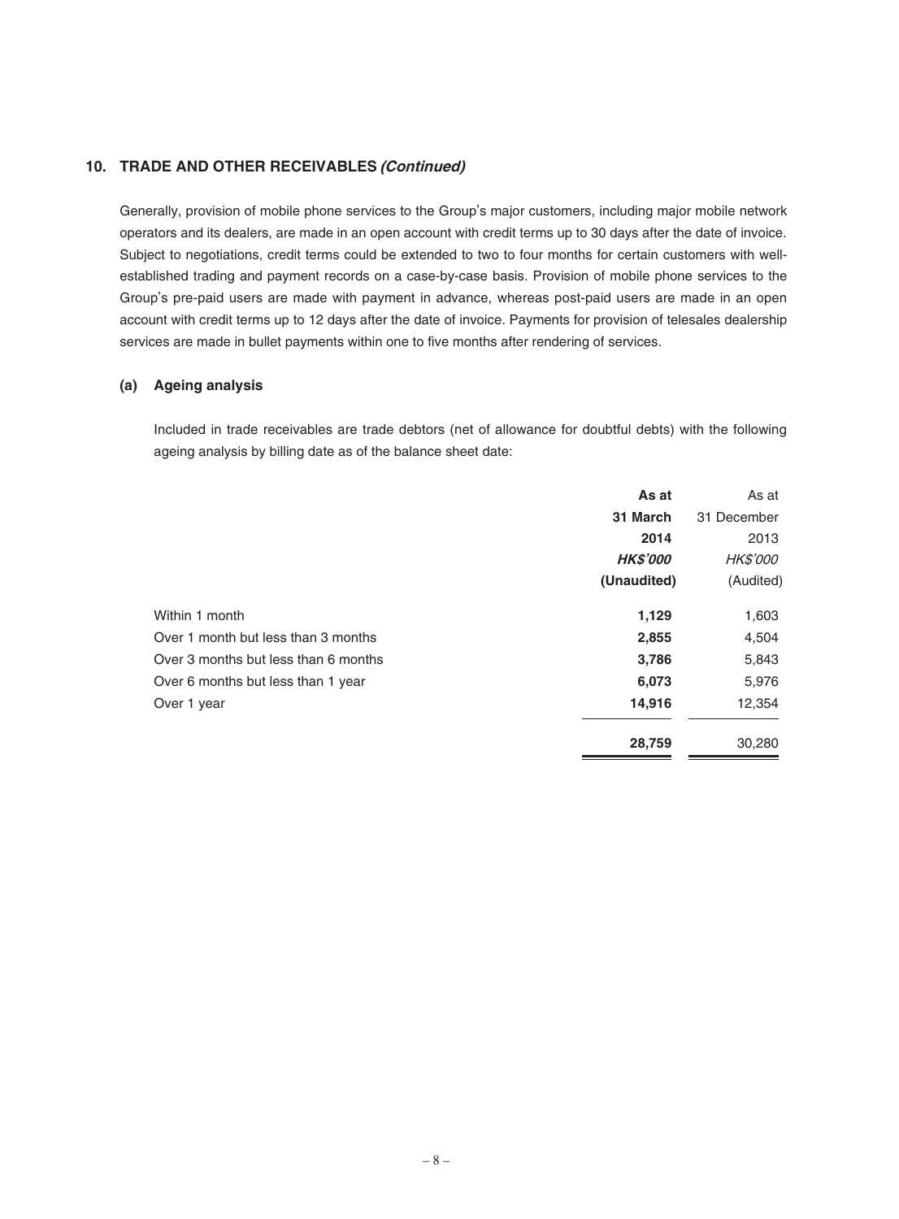## 10. TRADE AND OTHER RECEIVABLES *(Continued)*

Generally, provision of mobile phone services to the Group's major customers, including major mobile network operators and its dealers, are made in an open account with credit terms up to 30 days after the date of invoice. Subject to negotiations, credit terms could be extended to two to four months for certain customers with well-established trading and payment records on a case-by-case basis. Provision of mobile phone services to the Group's pre-paid users are made with payment in advance, whereas post-paid users are made in an open account with credit terms up to 12 days after the date of invoice. Payments for provision of telesales dealership services are made in bullet payments within one to five months after rendering of services.

### (a) Ageing analysis

Included in trade receivables are trade debtors (net of allowance for doubtful debts) with the following ageing analysis by billing date as of the balance sheet date:

| | **As at 31 March 2014** | As at 31 December 2013 |
|---|---|---|
| | ***HK$'000*** | *HK$'000* |
| | **(Unaudited)** | (Audited) |
| Within 1 month | **1,129** | 1,603 |
| Over 1 month but less than 3 months | **2,855** | 4,504 |
| Over 3 months but less than 6 months | **3,786** | 5,843 |
| Over 6 months but less than 1 year | **6,073** | 5,976 |
| Over 1 year | **14,916** | 12,354 |
| | **28,759** | 30,280 |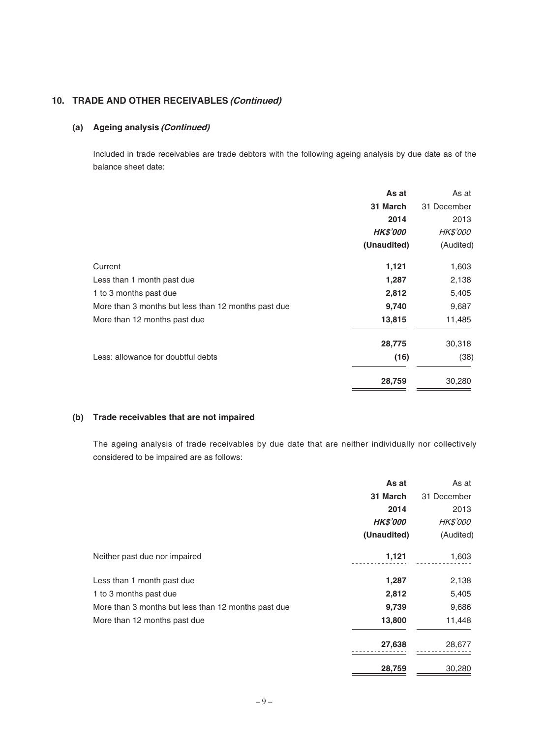## 10. TRADE AND OTHER RECEIVABLES *(Continued)*

### (a) Ageing analysis *(Continued)*

Included in trade receivables are trade debtors with the following ageing analysis by due date as of the balance sheet date:

| | **As at 31 March 2014** | As at 31 December 2013 |
|---|---|---|
| | ***HK$'000*** | *HK$'000* |
| | **(Unaudited)** | (Audited) |
| Current | **1,121** | 1,603 |
| Less than 1 month past due | **1,287** | 2,138 |
| 1 to 3 months past due | **2,812** | 5,405 |
| More than 3 months but less than 12 months past due | **9,740** | 9,687 |
| More than 12 months past due | **13,815** | 11,485 |
| | **28,775** | 30,318 |
| Less: allowance for doubtful debts | **(16)** | (38) |
| | **28,759** | 30,280 |

### (b) Trade receivables that are not impaired

The ageing analysis of trade receivables by due date that are neither individually nor collectively considered to be impaired are as follows:

| | **As at 31 March 2014** | As at 31 December 2013 |
|---|---|---|
| | ***HK$'000*** | *HK$'000* |
| | **(Unaudited)** | (Audited) |
| Neither past due nor impaired | **1,121** | 1,603 |
| Less than 1 month past due | **1,287** | 2,138 |
| 1 to 3 months past due | **2,812** | 5,405 |
| More than 3 months but less than 12 months past due | **9,739** | 9,686 |
| More than 12 months past due | **13,800** | 11,448 |
| | **27,638** | 28,677 |
| | **28,759** | 30,280 |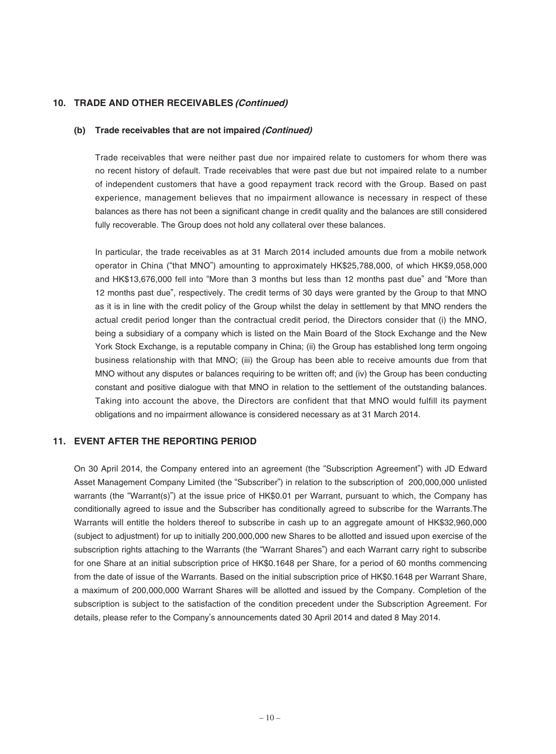## 10. TRADE AND OTHER RECEIVABLES *(Continued)*

### (b) Trade receivables that are not impaired *(Continued)*

Trade receivables that were neither past due nor impaired relate to customers for whom there was no recent history of default. Trade receivables that were past due but not impaired relate to a number of independent customers that have a good repayment track record with the Group. Based on past experience, management believes that no impairment allowance is necessary in respect of these balances as there has not been a significant change in credit quality and the balances are still considered fully recoverable. The Group does not hold any collateral over these balances.

In particular, the trade receivables as at 31 March 2014 included amounts due from a mobile network operator in China ("that MNO") amounting to approximately HK$25,788,000, of which HK$9,058,000 and HK$13,676,000 fell into "More than 3 months but less than 12 months past due" and "More than 12 months past due", respectively. The credit terms of 30 days were granted by the Group to that MNO as it is in line with the credit policy of the Group whilst the delay in settlement by that MNO renders the actual credit period longer than the contractual credit period, the Directors consider that (i) the MNO, being a subsidiary of a company which is listed on the Main Board of the Stock Exchange and the New York Stock Exchange, is a reputable company in China; (ii) the Group has established long term ongoing business relationship with that MNO; (iii) the Group has been able to receive amounts due from that MNO without any disputes or balances requiring to be written off; and (iv) the Group has been conducting constant and positive dialogue with that MNO in relation to the settlement of the outstanding balances. Taking into account the above, the Directors are confident that that MNO would fulfill its payment obligations and no impairment allowance is considered necessary as at 31 March 2014.

## 11. EVENT AFTER THE REPORTING PERIOD

On 30 April 2014, the Company entered into an agreement (the "Subscription Agreement") with JD Edward Asset Management Company Limited (the "Subscriber") in relation to the subscription of 200,000,000 unlisted warrants (the "Warrant(s)") at the issue price of HK$0.01 per Warrant, pursuant to which, the Company has conditionally agreed to issue and the Subscriber has conditionally agreed to subscribe for the Warrants.The Warrants will entitle the holders thereof to subscribe in cash up to an aggregate amount of HK$32,960,000 (subject to adjustment) for up to initially 200,000,000 new Shares to be allotted and issued upon exercise of the subscription rights attaching to the Warrants (the "Warrant Shares") and each Warrant carry right to subscribe for one Share at an initial subscription price of HK$0.1648 per Share, for a period of 60 months commencing from the date of issue of the Warrants. Based on the initial subscription price of HK$0.1648 per Warrant Share, a maximum of 200,000,000 Warrant Shares will be allotted and issued by the Company. Completion of the subscription is subject to the satisfaction of the condition precedent under the Subscription Agreement. For details, please refer to the Company's announcements dated 30 April 2014 and dated 8 May 2014.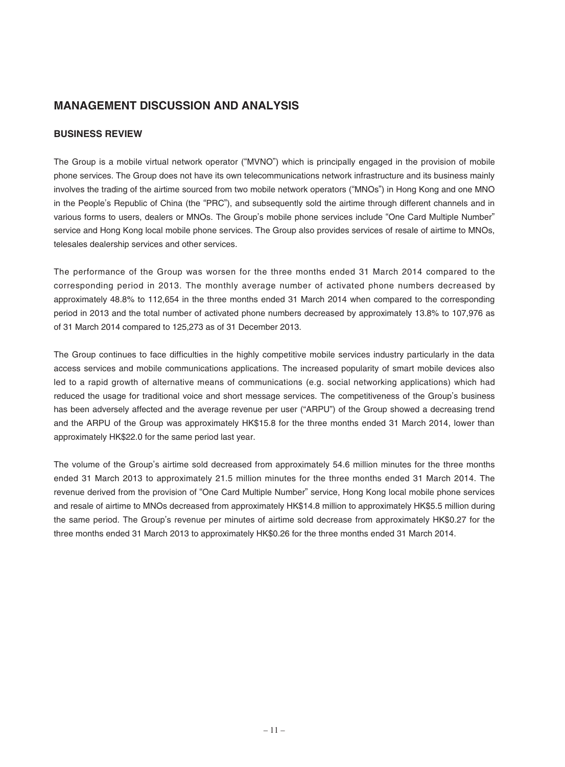## MANAGEMENT DISCUSSION AND ANALYSIS

### BUSINESS REVIEW

The Group is a mobile virtual network operator ("MVNO") which is principally engaged in the provision of mobile phone services. The Group does not have its own telecommunications network infrastructure and its business mainly involves the trading of the airtime sourced from two mobile network operators ("MNOs") in Hong Kong and one MNO in the People's Republic of China (the "PRC"), and subsequently sold the airtime through different channels and in various forms to users, dealers or MNOs. The Group's mobile phone services include "One Card Multiple Number" service and Hong Kong local mobile phone services. The Group also provides services of resale of airtime to MNOs, telesales dealership services and other services.

The performance of the Group was worsen for the three months ended 31 March 2014 compared to the corresponding period in 2013. The monthly average number of activated phone numbers decreased by approximately 48.8% to 112,654 in the three months ended 31 March 2014 when compared to the corresponding period in 2013 and the total number of activated phone numbers decreased by approximately 13.8% to 107,976 as of 31 March 2014 compared to 125,273 as of 31 December 2013.

The Group continues to face difficulties in the highly competitive mobile services industry particularly in the data access services and mobile communications applications. The increased popularity of smart mobile devices also led to a rapid growth of alternative means of communications (e.g. social networking applications) which had reduced the usage for traditional voice and short message services. The competitiveness of the Group's business has been adversely affected and the average revenue per user ("ARPU") of the Group showed a decreasing trend and the ARPU of the Group was approximately HK$15.8 for the three months ended 31 March 2014, lower than approximately HK$22.0 for the same period last year.

The volume of the Group's airtime sold decreased from approximately 54.6 million minutes for the three months ended 31 March 2013 to approximately 21.5 million minutes for the three months ended 31 March 2014. The revenue derived from the provision of "One Card Multiple Number" service, Hong Kong local mobile phone services and resale of airtime to MNOs decreased from approximately HK$14.8 million to approximately HK$5.5 million during the same period. The Group's revenue per minutes of airtime sold decrease from approximately HK$0.27 for the three months ended 31 March 2013 to approximately HK$0.26 for the three months ended 31 March 2014.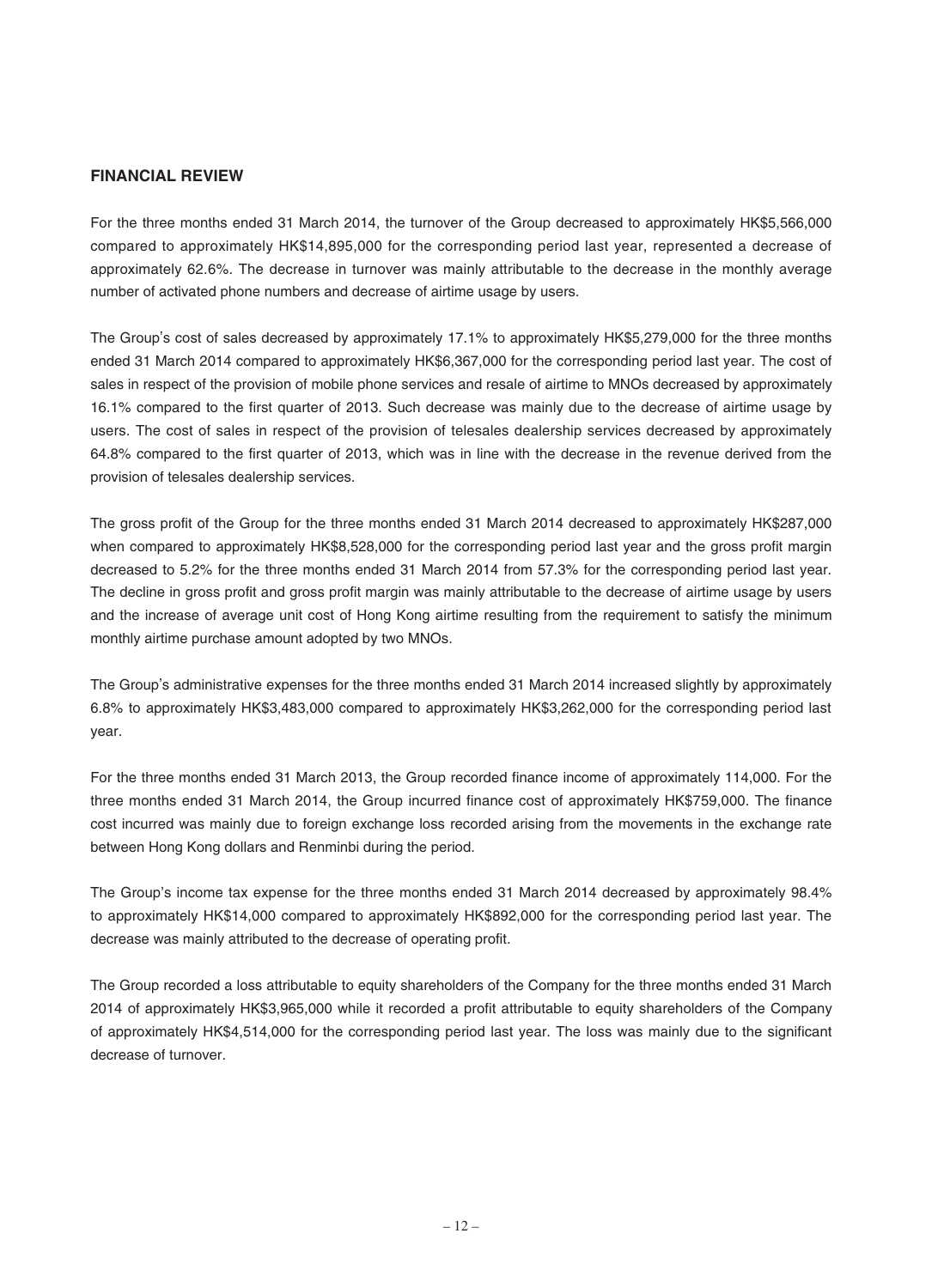## FINANCIAL REVIEW

For the three months ended 31 March 2014, the turnover of the Group decreased to approximately HK$5,566,000 compared to approximately HK$14,895,000 for the corresponding period last year, represented a decrease of approximately 62.6%. The decrease in turnover was mainly attributable to the decrease in the monthly average number of activated phone numbers and decrease of airtime usage by users.

The Group's cost of sales decreased by approximately 17.1% to approximately HK$5,279,000 for the three months ended 31 March 2014 compared to approximately HK$6,367,000 for the corresponding period last year. The cost of sales in respect of the provision of mobile phone services and resale of airtime to MNOs decreased by approximately 16.1% compared to the first quarter of 2013. Such decrease was mainly due to the decrease of airtime usage by users. The cost of sales in respect of the provision of telesales dealership services decreased by approximately 64.8% compared to the first quarter of 2013, which was in line with the decrease in the revenue derived from the provision of telesales dealership services.

The gross profit of the Group for the three months ended 31 March 2014 decreased to approximately HK$287,000 when compared to approximately HK$8,528,000 for the corresponding period last year and the gross profit margin decreased to 5.2% for the three months ended 31 March 2014 from 57.3% for the corresponding period last year. The decline in gross profit and gross profit margin was mainly attributable to the decrease of airtime usage by users and the increase of average unit cost of Hong Kong airtime resulting from the requirement to satisfy the minimum monthly airtime purchase amount adopted by two MNOs.

The Group's administrative expenses for the three months ended 31 March 2014 increased slightly by approximately 6.8% to approximately HK$3,483,000 compared to approximately HK$3,262,000 for the corresponding period last year.

For the three months ended 31 March 2013, the Group recorded finance income of approximately 114,000. For the three months ended 31 March 2014, the Group incurred finance cost of approximately HK$759,000. The finance cost incurred was mainly due to foreign exchange loss recorded arising from the movements in the exchange rate between Hong Kong dollars and Renminbi during the period.

The Group's income tax expense for the three months ended 31 March 2014 decreased by approximately 98.4% to approximately HK$14,000 compared to approximately HK$892,000 for the corresponding period last year. The decrease was mainly attributed to the decrease of operating profit.

The Group recorded a loss attributable to equity shareholders of the Company for the three months ended 31 March 2014 of approximately HK$3,965,000 while it recorded a profit attributable to equity shareholders of the Company of approximately HK$4,514,000 for the corresponding period last year. The loss was mainly due to the significant decrease of turnover.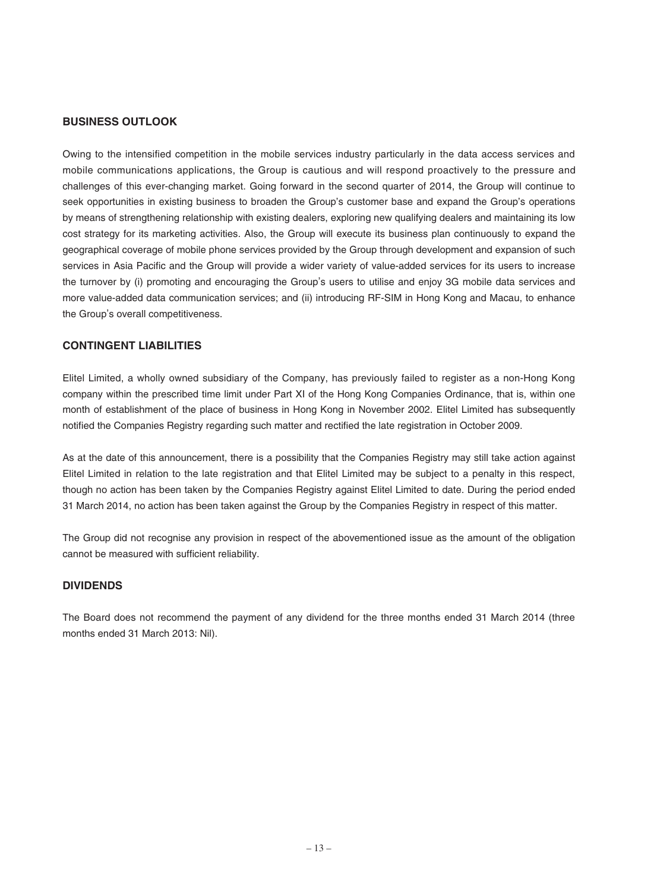## BUSINESS OUTLOOK

Owing to the intensified competition in the mobile services industry particularly in the data access services and mobile communications applications, the Group is cautious and will respond proactively to the pressure and challenges of this ever-changing market. Going forward in the second quarter of 2014, the Group will continue to seek opportunities in existing business to broaden the Group's customer base and expand the Group's operations by means of strengthening relationship with existing dealers, exploring new qualifying dealers and maintaining its low cost strategy for its marketing activities. Also, the Group will execute its business plan continuously to expand the geographical coverage of mobile phone services provided by the Group through development and expansion of such services in Asia Pacific and the Group will provide a wider variety of value-added services for its users to increase the turnover by (i) promoting and encouraging the Group's users to utilise and enjoy 3G mobile data services and more value-added data communication services; and (ii) introducing RF-SIM in Hong Kong and Macau, to enhance the Group's overall competitiveness.

## CONTINGENT LIABILITIES

Elitel Limited, a wholly owned subsidiary of the Company, has previously failed to register as a non-Hong Kong company within the prescribed time limit under Part XI of the Hong Kong Companies Ordinance, that is, within one month of establishment of the place of business in Hong Kong in November 2002. Elitel Limited has subsequently notified the Companies Registry regarding such matter and rectified the late registration in October 2009.

As at the date of this announcement, there is a possibility that the Companies Registry may still take action against Elitel Limited in relation to the late registration and that Elitel Limited may be subject to a penalty in this respect, though no action has been taken by the Companies Registry against Elitel Limited to date. During the period ended 31 March 2014, no action has been taken against the Group by the Companies Registry in respect of this matter.

The Group did not recognise any provision in respect of the abovementioned issue as the amount of the obligation cannot be measured with sufficient reliability.

## DIVIDENDS

The Board does not recommend the payment of any dividend for the three months ended 31 March 2014 (three months ended 31 March 2013: Nil).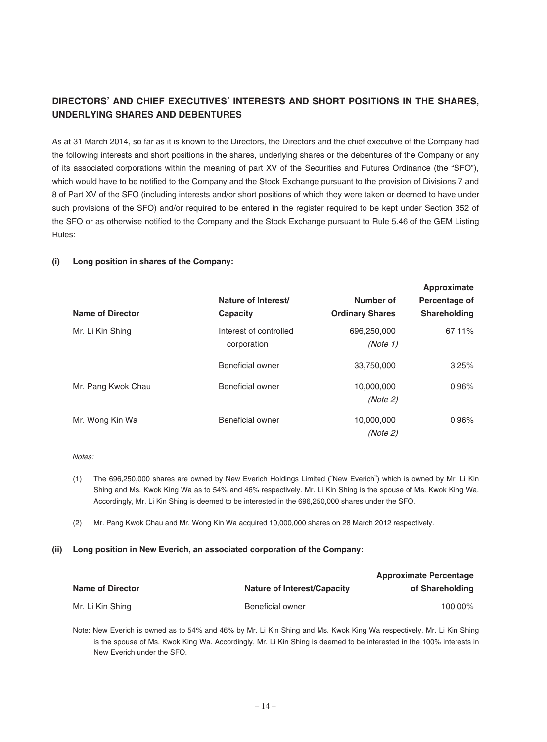## DIRECTORS' AND CHIEF EXECUTIVES' INTERESTS AND SHORT POSITIONS IN THE SHARES, UNDERLYING SHARES AND DEBENTURES

As at 31 March 2014, so far as it is known to the Directors, the Directors and the chief executive of the Company had the following interests and short positions in the shares, underlying shares or the debentures of the Company or any of its associated corporations within the meaning of part XV of the Securities and Futures Ordinance (the "SFO"), which would have to be notified to the Company and the Stock Exchange pursuant to the provision of Divisions 7 and 8 of Part XV of the SFO (including interests and/or short positions of which they were taken or deemed to have under such provisions of the SFO) and/or required to be entered in the register required to be kept under Section 352 of the SFO or as otherwise notified to the Company and the Stock Exchange pursuant to Rule 5.46 of the GEM Listing Rules:

**(i) Long position in shares of the Company:**

| Name of Director | Nature of Interest/ Capacity | Number of Ordinary Shares | Approximate Percentage of Shareholding |
|---|---|---|---|
| Mr. Li Kin Shing | Interest of controlled corporation | 696,250,000 *(Note 1)* | 67.11% |
| | Beneficial owner | 33,750,000 | 3.25% |
| Mr. Pang Kwok Chau | Beneficial owner | 10,000,000 *(Note 2)* | 0.96% |
| Mr. Wong Kin Wa | Beneficial owner | 10,000,000 *(Note 2)* | 0.96% |

*Notes:*

(1) The 696,250,000 shares are owned by New Everich Holdings Limited ("New Everich") which is owned by Mr. Li Kin Shing and Ms. Kwok King Wa as to 54% and 46% respectively. Mr. Li Kin Shing is the spouse of Ms. Kwok King Wa. Accordingly, Mr. Li Kin Shing is deemed to be interested in the 696,250,000 shares under the SFO.

(2) Mr. Pang Kwok Chau and Mr. Wong Kin Wa acquired 10,000,000 shares on 28 March 2012 respectively.

**(ii) Long position in New Everich, an associated corporation of the Company:**

| Name of Director | Nature of Interest/Capacity | Approximate Percentage of Shareholding |
|---|---|---|
| Mr. Li Kin Shing | Beneficial owner | 100.00% |

Note: New Everich is owned as to 54% and 46% by Mr. Li Kin Shing and Ms. Kwok King Wa respectively. Mr. Li Kin Shing is the spouse of Ms. Kwok King Wa. Accordingly, Mr. Li Kin Shing is deemed to be interested in the 100% interests in New Everich under the SFO.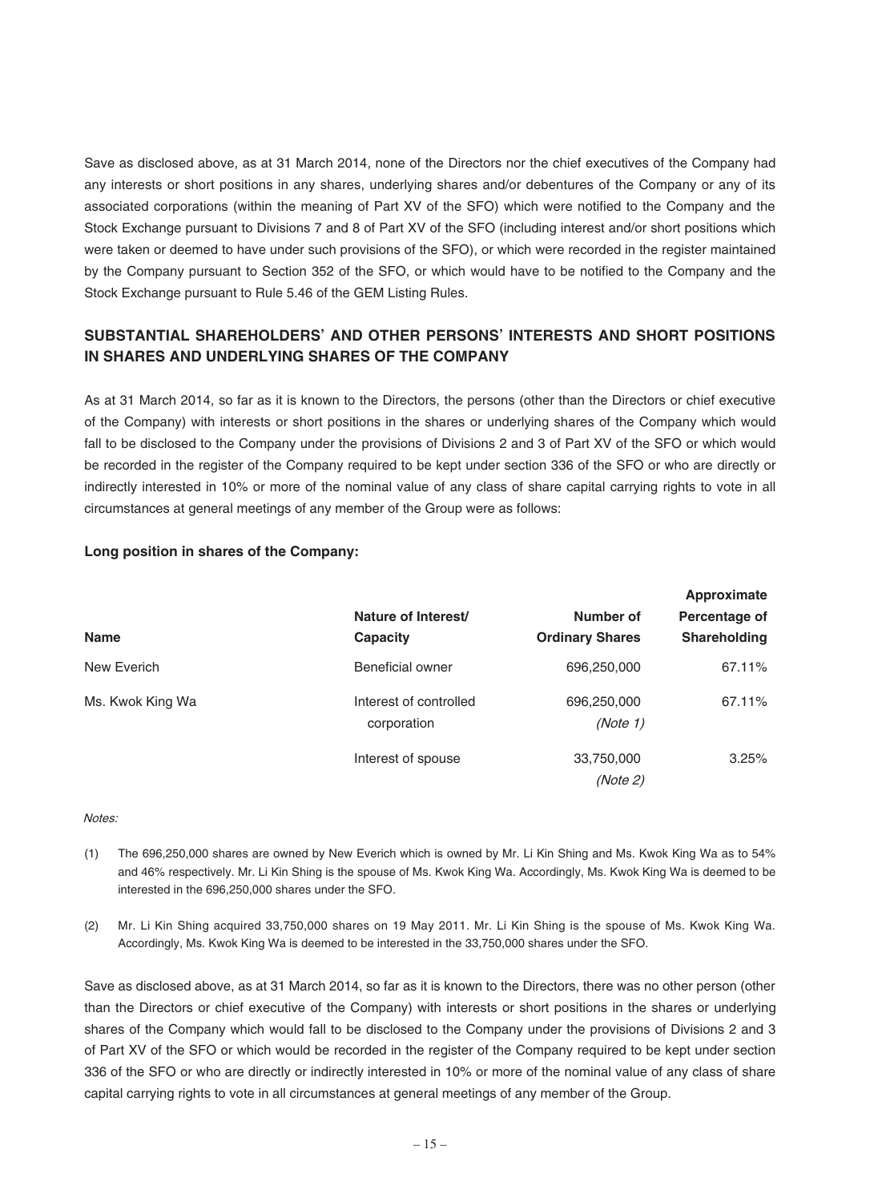Save as disclosed above, as at 31 March 2014, none of the Directors nor the chief executives of the Company had any interests or short positions in any shares, underlying shares and/or debentures of the Company or any of its associated corporations (within the meaning of Part XV of the SFO) which were notified to the Company and the Stock Exchange pursuant to Divisions 7 and 8 of Part XV of the SFO (including interest and/or short positions which were taken or deemed to have under such provisions of the SFO), or which were recorded in the register maintained by the Company pursuant to Section 352 of the SFO, or which would have to be notified to the Company and the Stock Exchange pursuant to Rule 5.46 of the GEM Listing Rules.

## SUBSTANTIAL SHAREHOLDERS' AND OTHER PERSONS' INTERESTS AND SHORT POSITIONS IN SHARES AND UNDERLYING SHARES OF THE COMPANY

As at 31 March 2014, so far as it is known to the Directors, the persons (other than the Directors or chief executive of the Company) with interests or short positions in the shares or underlying shares of the Company which would fall to be disclosed to the Company under the provisions of Divisions 2 and 3 of Part XV of the SFO or which would be recorded in the register of the Company required to be kept under section 336 of the SFO or who are directly or indirectly interested in 10% or more of the nominal value of any class of share capital carrying rights to vote in all circumstances at general meetings of any member of the Group were as follows:

**Long position in shares of the Company:**

| Name | Nature of Interest/ Capacity | Number of Ordinary Shares | Approximate Percentage of Shareholding |
|---|---|---|---|
| New Everich | Beneficial owner | 696,250,000 | 67.11% |
| Ms. Kwok King Wa | Interest of controlled corporation | 696,250,000 *(Note 1)* | 67.11% |
| | Interest of spouse | 33,750,000 *(Note 2)* | 3.25% |

*Notes:*

(1) The 696,250,000 shares are owned by New Everich which is owned by Mr. Li Kin Shing and Ms. Kwok King Wa as to 54% and 46% respectively. Mr. Li Kin Shing is the spouse of Ms. Kwok King Wa. Accordingly, Ms. Kwok King Wa is deemed to be interested in the 696,250,000 shares under the SFO.

(2) Mr. Li Kin Shing acquired 33,750,000 shares on 19 May 2011. Mr. Li Kin Shing is the spouse of Ms. Kwok King Wa. Accordingly, Ms. Kwok King Wa is deemed to be interested in the 33,750,000 shares under the SFO.

Save as disclosed above, as at 31 March 2014, so far as it is known to the Directors, there was no other person (other than the Directors or chief executive of the Company) with interests or short positions in the shares or underlying shares of the Company which would fall to be disclosed to the Company under the provisions of Divisions 2 and 3 of Part XV of the SFO or which would be recorded in the register of the Company required to be kept under section 336 of the SFO or who are directly or indirectly interested in 10% or more of the nominal value of any class of share capital carrying rights to vote in all circumstances at general meetings of any member of the Group.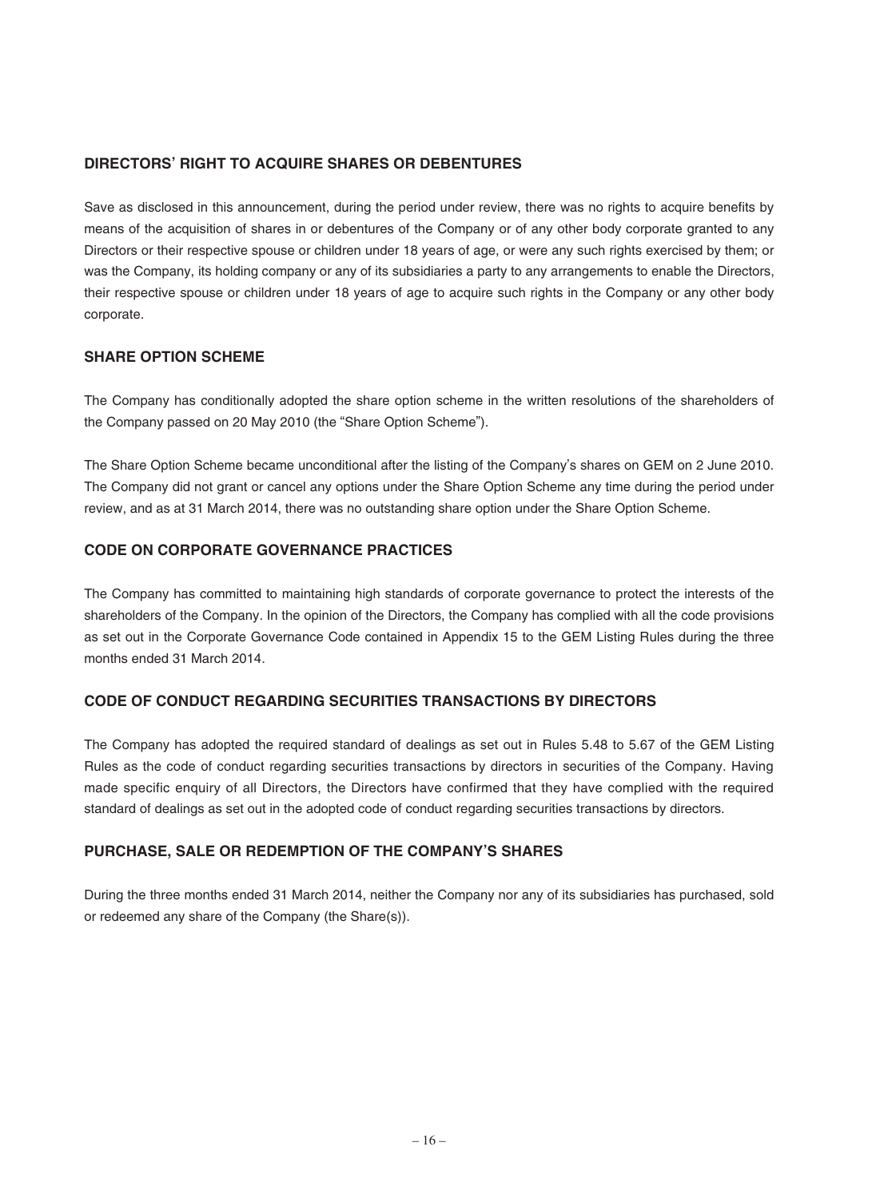## DIRECTORS' RIGHT TO ACQUIRE SHARES OR DEBENTURES

Save as disclosed in this announcement, during the period under review, there was no rights to acquire benefits by means of the acquisition of shares in or debentures of the Company or of any other body corporate granted to any Directors or their respective spouse or children under 18 years of age, or were any such rights exercised by them; or was the Company, its holding company or any of its subsidiaries a party to any arrangements to enable the Directors, their respective spouse or children under 18 years of age to acquire such rights in the Company or any other body corporate.

## SHARE OPTION SCHEME

The Company has conditionally adopted the share option scheme in the written resolutions of the shareholders of the Company passed on 20 May 2010 (the "Share Option Scheme").

The Share Option Scheme became unconditional after the listing of the Company's shares on GEM on 2 June 2010. The Company did not grant or cancel any options under the Share Option Scheme any time during the period under review, and as at 31 March 2014, there was no outstanding share option under the Share Option Scheme.

## CODE ON CORPORATE GOVERNANCE PRACTICES

The Company has committed to maintaining high standards of corporate governance to protect the interests of the shareholders of the Company. In the opinion of the Directors, the Company has complied with all the code provisions as set out in the Corporate Governance Code contained in Appendix 15 to the GEM Listing Rules during the three months ended 31 March 2014.

## CODE OF CONDUCT REGARDING SECURITIES TRANSACTIONS BY DIRECTORS

The Company has adopted the required standard of dealings as set out in Rules 5.48 to 5.67 of the GEM Listing Rules as the code of conduct regarding securities transactions by directors in securities of the Company. Having made specific enquiry of all Directors, the Directors have confirmed that they have complied with the required standard of dealings as set out in the adopted code of conduct regarding securities transactions by directors.

## PURCHASE, SALE OR REDEMPTION OF THE COMPANY'S SHARES

During the three months ended 31 March 2014, neither the Company nor any of its subsidiaries has purchased, sold or redeemed any share of the Company (the Share(s)).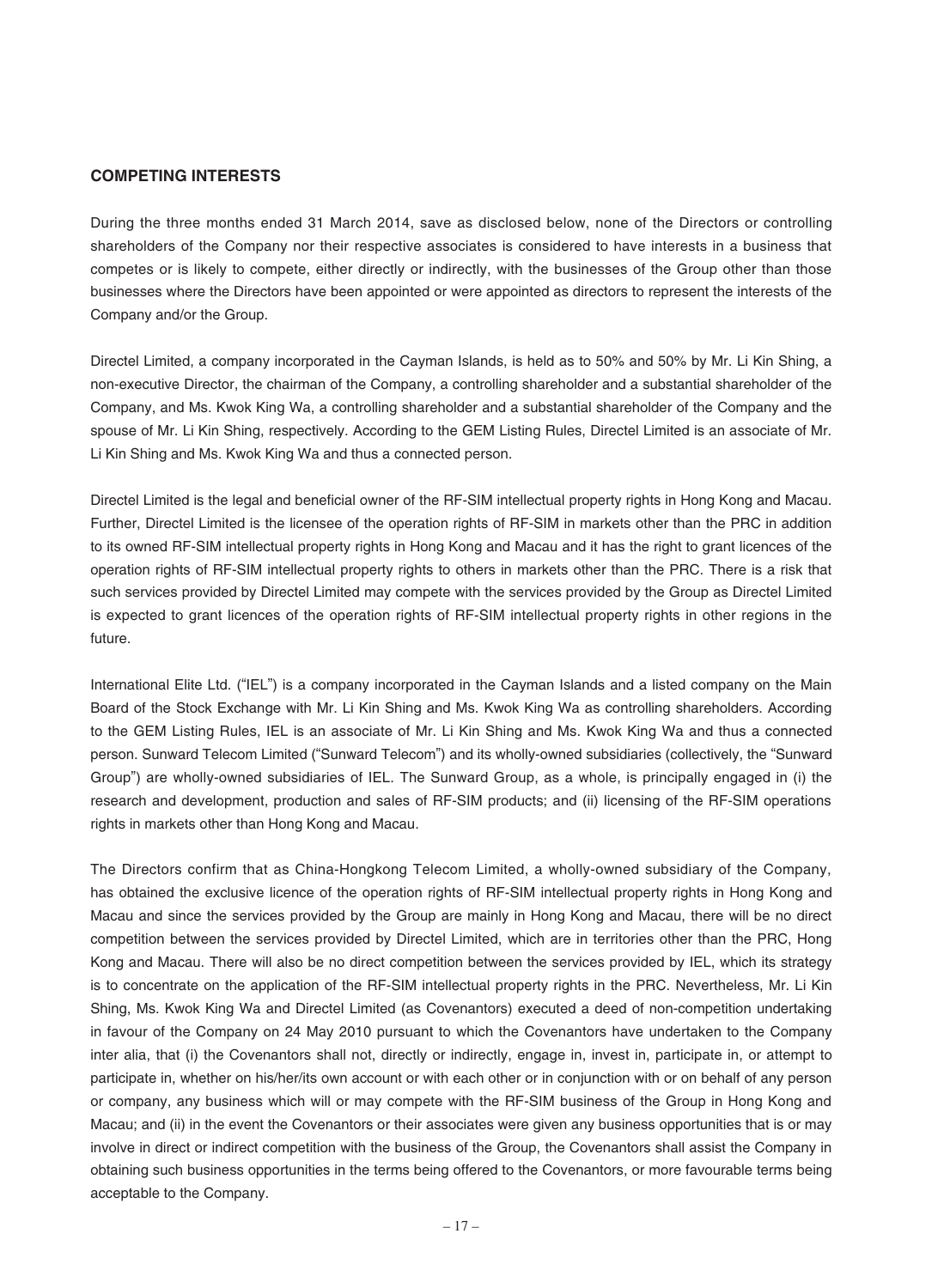## COMPETING INTERESTS

During the three months ended 31 March 2014, save as disclosed below, none of the Directors or controlling shareholders of the Company nor their respective associates is considered to have interests in a business that competes or is likely to compete, either directly or indirectly, with the businesses of the Group other than those businesses where the Directors have been appointed or were appointed as directors to represent the interests of the Company and/or the Group.

Directel Limited, a company incorporated in the Cayman Islands, is held as to 50% and 50% by Mr. Li Kin Shing, a non-executive Director, the chairman of the Company, a controlling shareholder and a substantial shareholder of the Company, and Ms. Kwok King Wa, a controlling shareholder and a substantial shareholder of the Company and the spouse of Mr. Li Kin Shing, respectively. According to the GEM Listing Rules, Directel Limited is an associate of Mr. Li Kin Shing and Ms. Kwok King Wa and thus a connected person.

Directel Limited is the legal and beneficial owner of the RF-SIM intellectual property rights in Hong Kong and Macau. Further, Directel Limited is the licensee of the operation rights of RF-SIM in markets other than the PRC in addition to its owned RF-SIM intellectual property rights in Hong Kong and Macau and it has the right to grant licences of the operation rights of RF-SIM intellectual property rights to others in markets other than the PRC. There is a risk that such services provided by Directel Limited may compete with the services provided by the Group as Directel Limited is expected to grant licences of the operation rights of RF-SIM intellectual property rights in other regions in the future.

International Elite Ltd. ("IEL") is a company incorporated in the Cayman Islands and a listed company on the Main Board of the Stock Exchange with Mr. Li Kin Shing and Ms. Kwok King Wa as controlling shareholders. According to the GEM Listing Rules, IEL is an associate of Mr. Li Kin Shing and Ms. Kwok King Wa and thus a connected person. Sunward Telecom Limited ("Sunward Telecom") and its wholly-owned subsidiaries (collectively, the "Sunward Group") are wholly-owned subsidiaries of IEL. The Sunward Group, as a whole, is principally engaged in (i) the research and development, production and sales of RF-SIM products; and (ii) licensing of the RF-SIM operations rights in markets other than Hong Kong and Macau.

The Directors confirm that as China-Hongkong Telecom Limited, a wholly-owned subsidiary of the Company, has obtained the exclusive licence of the operation rights of RF-SIM intellectual property rights in Hong Kong and Macau and since the services provided by the Group are mainly in Hong Kong and Macau, there will be no direct competition between the services provided by Directel Limited, which are in territories other than the PRC, Hong Kong and Macau. There will also be no direct competition between the services provided by IEL, which its strategy is to concentrate on the application of the RF-SIM intellectual property rights in the PRC. Nevertheless, Mr. Li Kin Shing, Ms. Kwok King Wa and Directel Limited (as Covenantors) executed a deed of non-competition undertaking in favour of the Company on 24 May 2010 pursuant to which the Covenantors have undertaken to the Company inter alia, that (i) the Covenantors shall not, directly or indirectly, engage in, invest in, participate in, or attempt to participate in, whether on his/her/its own account or with each other or in conjunction with or on behalf of any person or company, any business which will or may compete with the RF-SIM business of the Group in Hong Kong and Macau; and (ii) in the event the Covenantors or their associates were given any business opportunities that is or may involve in direct or indirect competition with the business of the Group, the Covenantors shall assist the Company in obtaining such business opportunities in the terms being offered to the Covenantors, or more favourable terms being acceptable to the Company.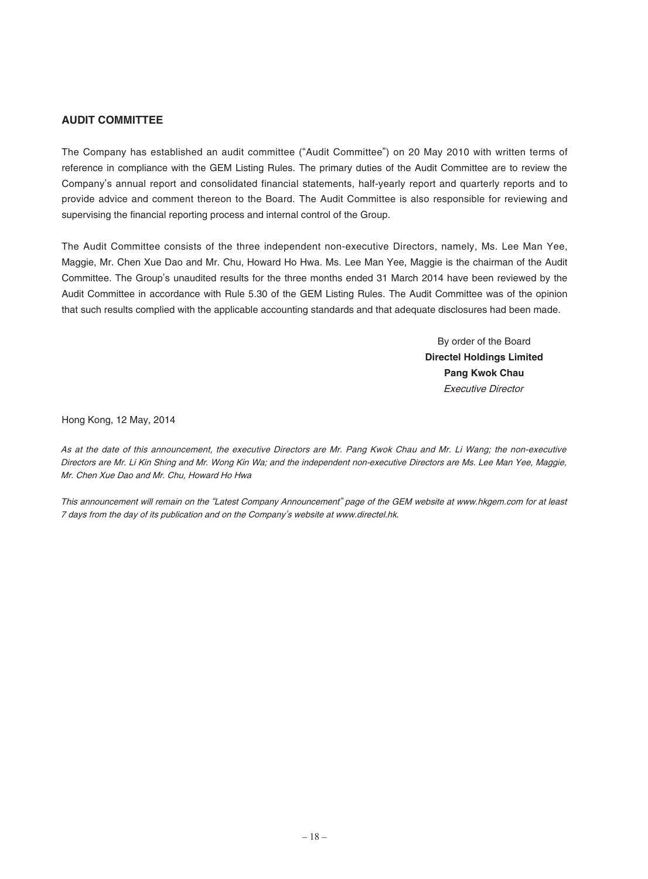## AUDIT COMMITTEE

The Company has established an audit committee ("Audit Committee") on 20 May 2010 with written terms of reference in compliance with the GEM Listing Rules. The primary duties of the Audit Committee are to review the Company's annual report and consolidated financial statements, half-yearly report and quarterly reports and to provide advice and comment thereon to the Board. The Audit Committee is also responsible for reviewing and supervising the financial reporting process and internal control of the Group.

The Audit Committee consists of the three independent non-executive Directors, namely, Ms. Lee Man Yee, Maggie, Mr. Chen Xue Dao and Mr. Chu, Howard Ho Hwa. Ms. Lee Man Yee, Maggie is the chairman of the Audit Committee. The Group's unaudited results for the three months ended 31 March 2014 have been reviewed by the Audit Committee in accordance with Rule 5.30 of the GEM Listing Rules. The Audit Committee was of the opinion that such results complied with the applicable accounting standards and that adequate disclosures had been made.

By order of the Board
**Directel Holdings Limited**
**Pang Kwok Chau**
*Executive Director*

Hong Kong, 12 May, 2014

*As at the date of this announcement, the executive Directors are Mr. Pang Kwok Chau and Mr. Li Wang; the non-executive Directors are Mr. Li Kin Shing and Mr. Wong Kin Wa; and the independent non-executive Directors are Ms. Lee Man Yee, Maggie, Mr. Chen Xue Dao and Mr. Chu, Howard Ho Hwa*

*This announcement will remain on the "Latest Company Announcement" page of the GEM website at www.hkgem.com for at least 7 days from the day of its publication and on the Company's website at www.directel.hk.*